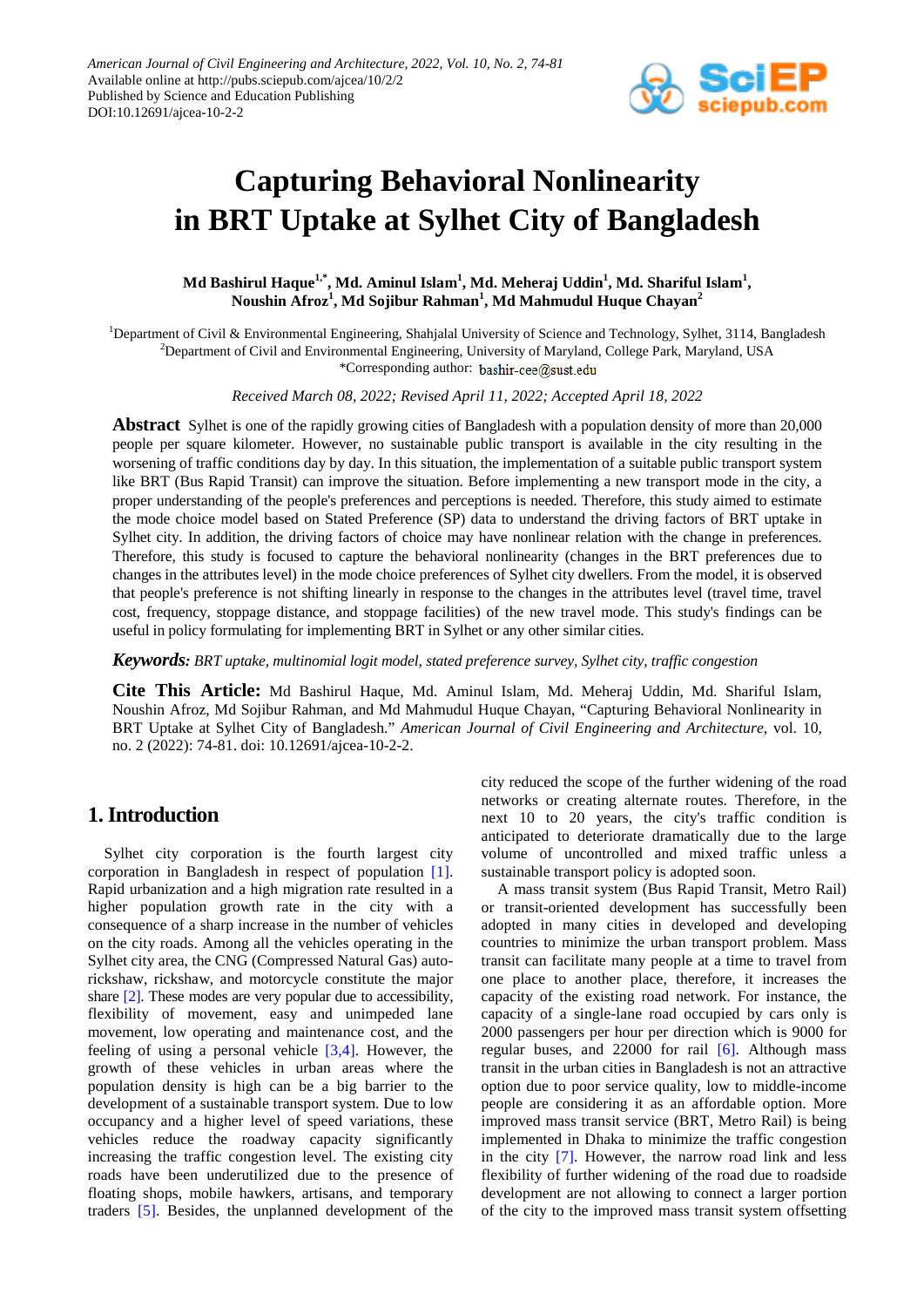# Capturing Behavioral Nonlinearity in BRT Uptake at Sylhet City of Bangladesh

**Md Bashirul Haque[1,*], Md. Aminul Islam[1], Md. Meheraj Uddin[1], Md. Shariful Islam[1], Noushin Afroz[1], Md Sojibur Rahman[1], Md Mahmudul Huque Chayan[2]**

[1]Department of Civil & Environmental Engineering, Shahjalal University of Science and Technology, Sylhet, 3114, Bangladesh
[2]Department of Civil and Environmental Engineering, University of Maryland, College Park, Maryland, USA
*Corresponding author: bashir-cee@sust.edu

*Received March 08, 2022; Revised April 11, 2022; Accepted April 18, 2022*

**Abstract** Sylhet is one of the rapidly growing cities of Bangladesh with a population density of more than 20,000 people per square kilometer. However, no sustainable public transport is available in the city resulting in the worsening of traffic conditions day by day. In this situation, the implementation of a suitable public transport system like BRT (Bus Rapid Transit) can improve the situation. Before implementing a new transport mode in the city, a proper understanding of the people's preferences and perceptions is needed. Therefore, this study aimed to estimate the mode choice model based on Stated Preference (SP) data to understand the driving factors of BRT uptake in Sylhet city. In addition, the driving factors of choice may have nonlinear relation with the change in preferences. Therefore, this study is focused to capture the behavioral nonlinearity (changes in the BRT preferences due to changes in the attributes level) in the mode choice preferences of Sylhet city dwellers. From the model, it is observed that people's preference is not shifting linearly in response to the changes in the attributes level (travel time, travel cost, frequency, stoppage distance, and stoppage facilities) of the new travel mode. This study's findings can be useful in policy formulating for implementing BRT in Sylhet or any other similar cities.

***Keywords:*** *BRT uptake, multinomial logit model, stated preference survey, Sylhet city, traffic congestion*

**Cite This Article:** Md Bashirul Haque, Md. Aminul Islam, Md. Meheraj Uddin, Md. Shariful Islam, Noushin Afroz, Md Sojibur Rahman, and Md Mahmudul Huque Chayan, "Capturing Behavioral Nonlinearity in BRT Uptake at Sylhet City of Bangladesh." *American Journal of Civil Engineering and Architecture*, vol. 10, no. 2 (2022): 74-81. doi: 10.12691/ajcea-10-2-2.

## 1. Introduction

Sylhet city corporation is the fourth largest city corporation in Bangladesh in respect of population [1]. Rapid urbanization and a high migration rate resulted in a higher population growth rate in the city with a consequence of a sharp increase in the number of vehicles on the city roads. Among all the vehicles operating in the Sylhet city area, the CNG (Compressed Natural Gas) auto-rickshaw, rickshaw, and motorcycle constitute the major share [2]. These modes are very popular due to accessibility, flexibility of movement, easy and unimpeded lane movement, low operating and maintenance cost, and the feeling of using a personal vehicle [3,4]. However, the growth of these vehicles in urban areas where the population density is high can be a big barrier to the development of a sustainable transport system. Due to low occupancy and a higher level of speed variations, these vehicles reduce the roadway capacity significantly increasing the traffic congestion level. The existing city roads have been underutilized due to the presence of floating shops, mobile hawkers, artisans, and temporary traders [5]. Besides, the unplanned development of the city reduced the scope of the further widening of the road networks or creating alternate routes. Therefore, in the next 10 to 20 years, the city's traffic condition is anticipated to deteriorate dramatically due to the large volume of uncontrolled and mixed traffic unless a sustainable transport policy is adopted soon.

A mass transit system (Bus Rapid Transit, Metro Rail) or transit-oriented development has successfully been adopted in many cities in developed and developing countries to minimize the urban transport problem. Mass transit can facilitate many people at a time to travel from one place to another place, therefore, it increases the capacity of the existing road network. For instance, the capacity of a single-lane road occupied by cars only is 2000 passengers per hour per direction which is 9000 for regular buses, and 22000 for rail [6]. Although mass transit in the urban cities in Bangladesh is not an attractive option due to poor service quality, low to middle-income people are considering it as an affordable option. More improved mass transit service (BRT, Metro Rail) is being implemented in Dhaka to minimize the traffic congestion in the city [7]. However, the narrow road link and less flexibility of further widening of the road due to roadside development are not allowing to connect a larger portion of the city to the improved mass transit system offsetting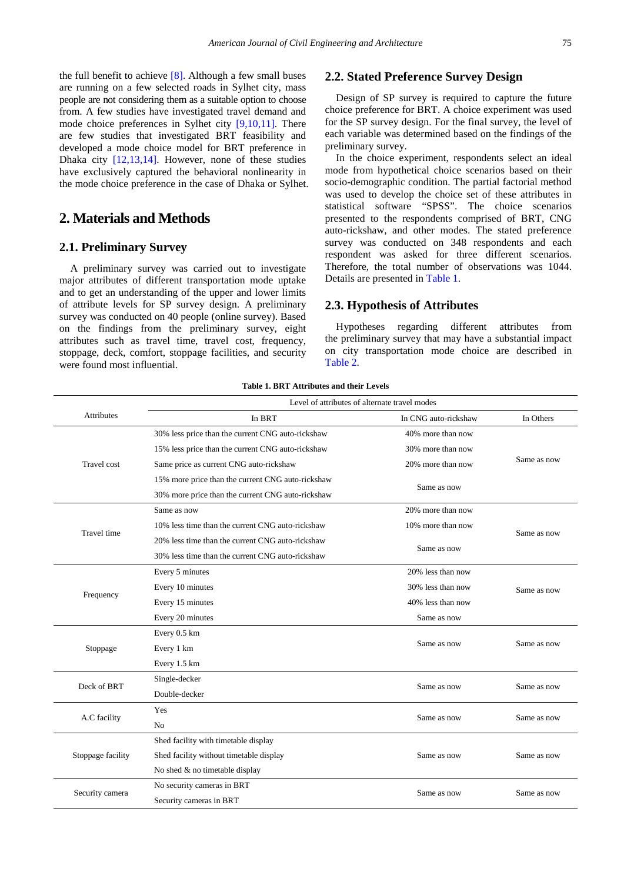the full benefit to achieve [8]. Although a few small buses are running on a few selected roads in Sylhet city, mass people are not considering them as a suitable option to choose from. A few studies have investigated travel demand and mode choice preferences in Sylhet city [9,10,11]. There are few studies that investigated BRT feasibility and developed a mode choice model for BRT preference in Dhaka city [12,13,14]. However, none of these studies have exclusively captured the behavioral nonlinearity in the mode choice preference in the case of Dhaka or Sylhet.

## 2. Materials and Methods

### 2.1. Preliminary Survey

A preliminary survey was carried out to investigate major attributes of different transportation mode uptake and to get an understanding of the upper and lower limits of attribute levels for SP survey design. A preliminary survey was conducted on 40 people (online survey). Based on the findings from the preliminary survey, eight attributes such as travel time, travel cost, frequency, stoppage, deck, comfort, stoppage facilities, and security were found most influential.

### 2.2. Stated Preference Survey Design

Design of SP survey is required to capture the future choice preference for BRT. A choice experiment was used for the SP survey design. For the final survey, the level of each variable was determined based on the findings of the preliminary survey.

In the choice experiment, respondents select an ideal mode from hypothetical choice scenarios based on their socio-demographic condition. The partial factorial method was used to develop the choice set of these attributes in statistical software "SPSS". The choice scenarios presented to the respondents comprised of BRT, CNG auto-rickshaw, and other modes. The stated preference survey was conducted on 348 respondents and each respondent was asked for three different scenarios. Therefore, the total number of observations was 1044. Details are presented in Table 1.

### 2.3. Hypothesis of Attributes

Hypotheses regarding different attributes from the preliminary survey that may have a substantial impact on city transportation mode choice are described in Table 2.

**Table 1. BRT Attributes and their Levels**

| Attributes | Level of attributes of alternate travel modes | | |
|---|---|---|---|
| | In BRT | In CNG auto-rickshaw | In Others |
| Travel cost | 30% less price than the current CNG auto-rickshaw | 40% more than now | Same as now |
| | 15% less price than the current CNG auto-rickshaw | 30% more than now | |
| | Same price as current CNG auto-rickshaw | 20% more than now | |
| | 15% more price than the current CNG auto-rickshaw | Same as now | |
| | 30% more price than the current CNG auto-rickshaw | | |
| Travel time | Same as now | 20% more than now | Same as now |
| | 10% less time than the current CNG auto-rickshaw | 10% more than now | |
| | 20% less time than the current CNG auto-rickshaw | Same as now | |
| | 30% less time than the current CNG auto-rickshaw | | |
| Frequency | Every 5 minutes | 20% less than now | Same as now |
| | Every 10 minutes | 30% less than now | |
| | Every 15 minutes | 40% less than now | |
| | Every 20 minutes | Same as now | |
| Stoppage | Every 0.5 km | Same as now | Same as now |
| | Every 1 km | | |
| | Every 1.5 km | | |
| Deck of BRT | Single-decker | Same as now | Same as now |
| | Double-decker | | |
| A.C facility | Yes | Same as now | Same as now |
| | No | | |
| Stoppage facility | Shed facility with timetable display | Same as now | Same as now |
| | Shed facility without timetable display | | |
| | No shed & no timetable display | | |
| Security camera | No security cameras in BRT | Same as now | Same as now |
| | Security cameras in BRT | | |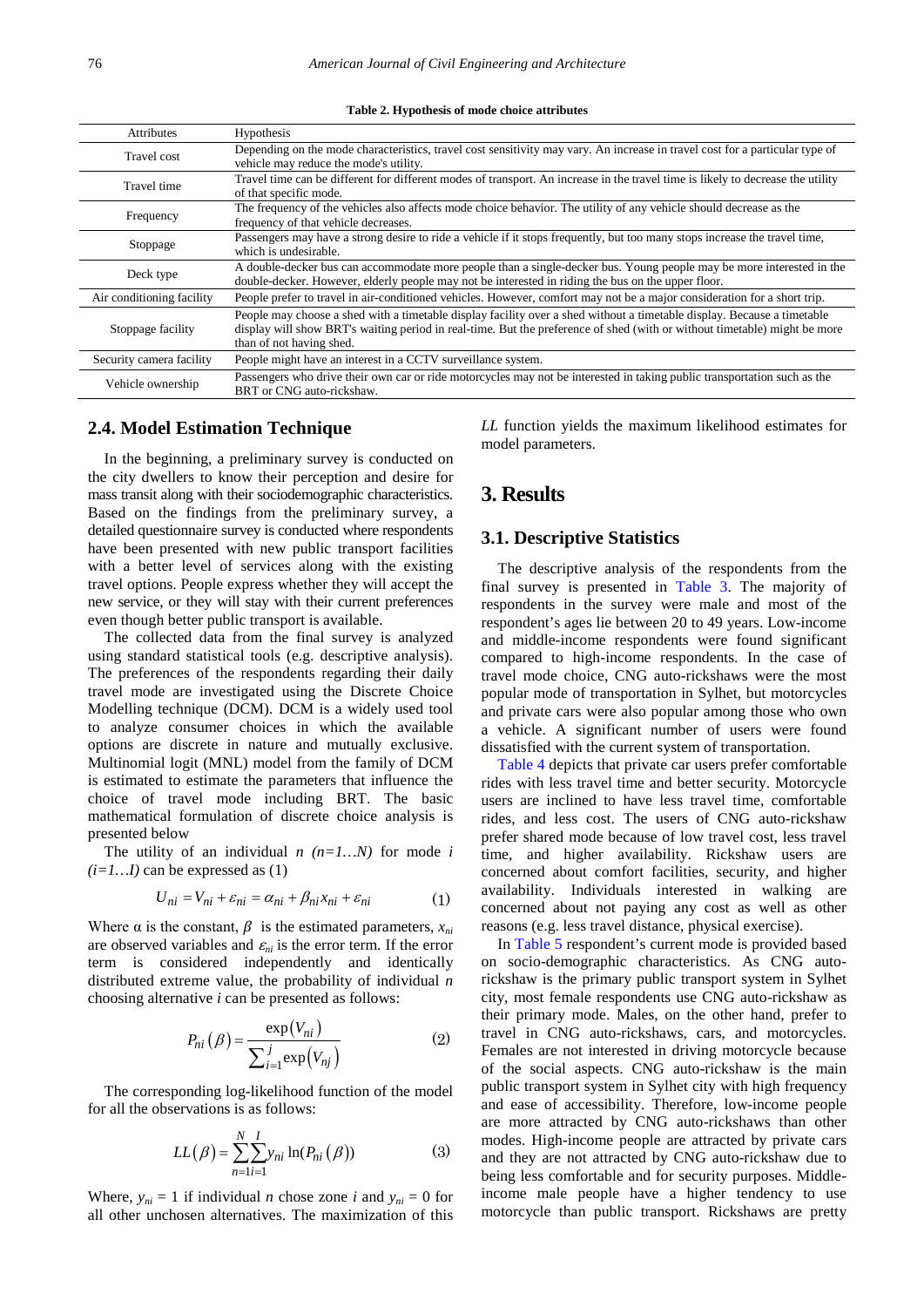**Table 2. Hypothesis of mode choice attributes**

| Attributes | Hypothesis |
|---|---|
| Travel cost | Depending on the mode characteristics, travel cost sensitivity may vary. An increase in travel cost for a particular type of vehicle may reduce the mode's utility. |
| Travel time | Travel time can be different for different modes of transport. An increase in the travel time is likely to decrease the utility of that specific mode. |
| Frequency | The frequency of the vehicles also affects mode choice behavior. The utility of any vehicle should decrease as the frequency of that vehicle decreases. |
| Stoppage | Passengers may have a strong desire to ride a vehicle if it stops frequently, but too many stops increase the travel time, which is undesirable. |
| Deck type | A double-decker bus can accommodate more people than a single-decker bus. Young people may be more interested in the double-decker. However, elderly people may not be interested in riding the bus on the upper floor. |
| Air conditioning facility | People prefer to travel in air-conditioned vehicles. However, comfort may not be a major consideration for a short trip. |
| Stoppage facility | People may choose a shed with a timetable display facility over a shed without a timetable display. Because a timetable display will show BRT's waiting period in real-time. But the preference of shed (with or without timetable) might be more than of not having shed. |
| Security camera facility | People might have an interest in a CCTV surveillance system. |
| Vehicle ownership | Passengers who drive their own car or ride motorcycles may not be interested in taking public transportation such as the BRT or CNG auto-rickshaw. |

## 2.4. Model Estimation Technique

In the beginning, a preliminary survey is conducted on the city dwellers to know their perception and desire for mass transit along with their sociodemographic characteristics. Based on the findings from the preliminary survey, a detailed questionnaire survey is conducted where respondents have been presented with new public transport facilities with a better level of services along with the existing travel options. People express whether they will accept the new service, or they will stay with their current preferences even though better public transport is available.

The collected data from the final survey is analyzed using standard statistical tools (e.g. descriptive analysis). The preferences of the respondents regarding their daily travel mode are investigated using the Discrete Choice Modelling technique (DCM). DCM is a widely used tool to analyze consumer choices in which the available options are discrete in nature and mutually exclusive. Multinomial logit (MNL) model from the family of DCM is estimated to estimate the parameters that influence the choice of travel mode including BRT. The basic mathematical formulation of discrete choice analysis is presented below

The utility of an individual $n$ $(n=1\ldots N)$ for mode $i$ $(i=1\ldots I)$ can be expressed as (1)

$$U_{ni} = V_{ni} + \varepsilon_{ni} = \alpha_{ni} + \beta_{ni} x_{ni} + \varepsilon_{ni} \tag{1}$$

Where $\alpha$ is the constant, $\beta$ is the estimated parameters, $x_{ni}$ are observed variables and $\varepsilon_{ni}$ is the error term. If the error term is considered independently and identically distributed extreme value, the probability of individual $n$ choosing alternative $i$ can be presented as follows:

$$P_{ni}(\beta) = \frac{\exp(V_{ni})}{\sum_{i=1}^{j} \exp(V_{nj})} \tag{2}$$

The corresponding log-likelihood function of the model for all the observations is as follows:

$$LL(\beta) = \sum_{n=1}^{N} \sum_{i=1}^{I} y_{ni} \ln(P_{ni}(\beta)) \tag{3}$$

Where, $y_{ni} = 1$ if individual $n$ chose zone $i$ and $y_{ni} = 0$ for all other unchosen alternatives. The maximization of this $LL$ function yields the maximum likelihood estimates for model parameters.

# 3. Results

## 3.1. Descriptive Statistics

The descriptive analysis of the respondents from the final survey is presented in Table 3. The majority of respondents in the survey were male and most of the respondent's ages lie between 20 to 49 years. Low-income and middle-income respondents were found significant compared to high-income respondents. In the case of travel mode choice, CNG auto-rickshaws were the most popular mode of transportation in Sylhet, but motorcycles and private cars were also popular among those who own a vehicle. A significant number of users were found dissatisfied with the current system of transportation.

Table 4 depicts that private car users prefer comfortable rides with less travel time and better security. Motorcycle users are inclined to have less travel time, comfortable rides, and less cost. The users of CNG auto-rickshaw prefer shared mode because of low travel cost, less travel time, and higher availability. Rickshaw users are concerned about comfort facilities, security, and higher availability. Individuals interested in walking are concerned about not paying any cost as well as other reasons (e.g. less travel distance, physical exercise).

In Table 5 respondent's current mode is provided based on socio-demographic characteristics. As CNG auto-rickshaw is the primary public transport system in Sylhet city, most female respondents use CNG auto-rickshaw as their primary mode. Males, on the other hand, prefer to travel in CNG auto-rickshaws, cars, and motorcycles. Females are not interested in driving motorcycle because of the social aspects. CNG auto-rickshaw is the main public transport system in Sylhet city with high frequency and ease of accessibility. Therefore, low-income people are more attracted by CNG auto-rickshaws than other modes. High-income people are attracted by private cars and they are not attracted by CNG auto-rickshaw due to being less comfortable and for security purposes. Middle-income male people have a higher tendency to use motorcycle than public transport. Rickshaws are pretty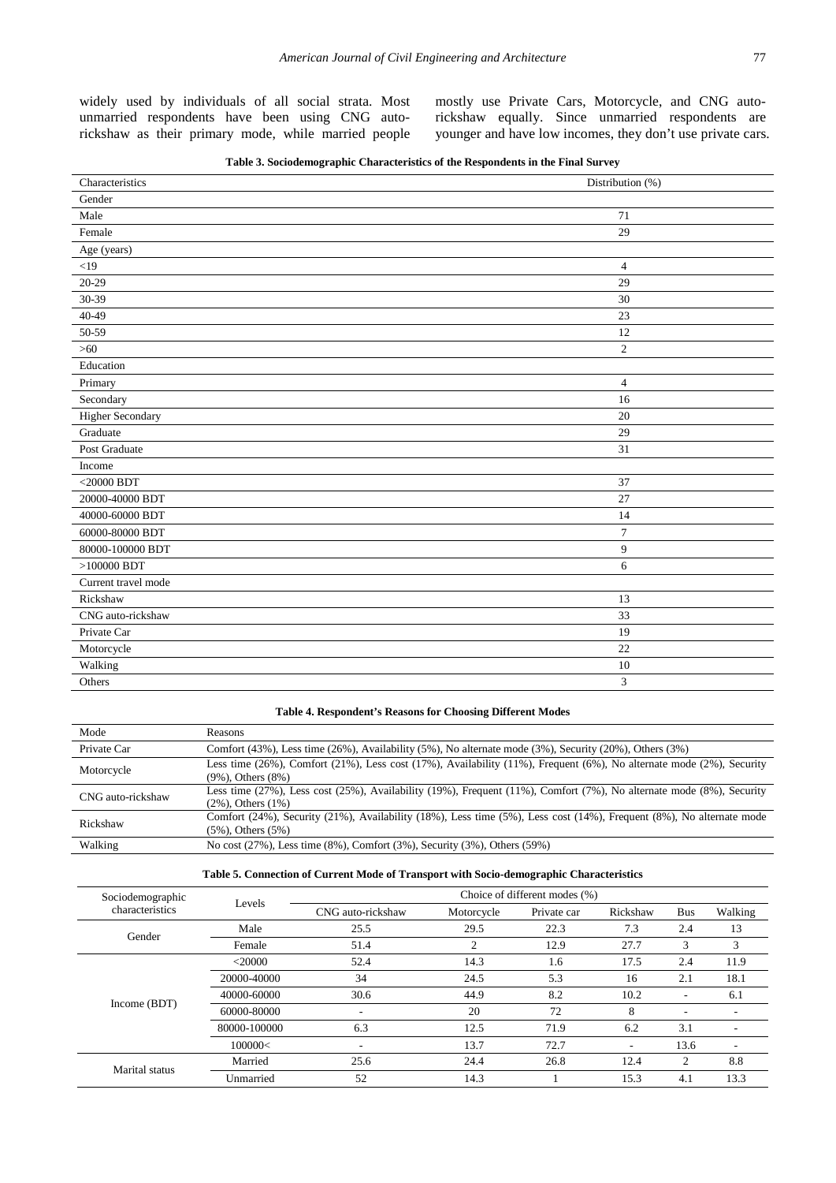widely used by individuals of all social strata. Most unmarried respondents have been using CNG auto-rickshaw as their primary mode, while married people mostly use Private Cars, Motorcycle, and CNG auto-rickshaw equally. Since unmarried respondents are younger and have low incomes, they don't use private cars.

**Table 3. Sociodemographic Characteristics of the Respondents in the Final Survey**

| Characteristics | Distribution (%) |
|---|---|
| Gender | |
| Male | 71 |
| Female | 29 |
| Age (years) | |
| <19 | 4 |
| 20-29 | 29 |
| 30-39 | 30 |
| 40-49 | 23 |
| 50-59 | 12 |
| >60 | 2 |
| Education | |
| Primary | 4 |
| Secondary | 16 |
| Higher Secondary | 20 |
| Graduate | 29 |
| Post Graduate | 31 |
| Income | |
| <20000 BDT | 37 |
| 20000-40000 BDT | 27 |
| 40000-60000 BDT | 14 |
| 60000-80000 BDT | 7 |
| 80000-100000 BDT | 9 |
| >100000 BDT | 6 |
| Current travel mode | |
| Rickshaw | 13 |
| CNG auto-rickshaw | 33 |
| Private Car | 19 |
| Motorcycle | 22 |
| Walking | 10 |
| Others | 3 |

**Table 4. Respondent's Reasons for Choosing Different Modes**

| Mode | Reasons |
|---|---|
| Private Car | Comfort (43%), Less time (26%), Availability (5%), No alternate mode (3%), Security (20%), Others (3%) |
| Motorcycle | Less time (26%), Comfort (21%), Less cost (17%), Availability (11%), Frequent (6%), No alternate mode (2%), Security (9%), Others (8%) |
| CNG auto-rickshaw | Less time (27%), Less cost (25%), Availability (19%), Frequent (11%), Comfort (7%), No alternate mode (8%), Security (2%), Others (1%) |
| Rickshaw | Comfort (24%), Security (21%), Availability (18%), Less time (5%), Less cost (14%), Frequent (8%), No alternate mode (5%), Others (5%) |
| Walking | No cost (27%), Less time (8%), Comfort (3%), Security (3%), Others (59%) |

**Table 5. Connection of Current Mode of Transport with Socio-demographic Characteristics**

| Sociodemographic characteristics | Levels | Choice of different modes (%) | | | | | |
|---|---|---|---|---|---|---|---|
| | | CNG auto-rickshaw | Motorcycle | Private car | Rickshaw | Bus | Walking |
| Gender | Male | 25.5 | 29.5 | 22.3 | 7.3 | 2.4 | 13 |
| | Female | 51.4 | 2 | 12.9 | 27.7 | 3 | 3 |
| Income (BDT) | <20000 | 52.4 | 14.3 | 1.6 | 17.5 | 2.4 | 11.9 |
| | 20000-40000 | 34 | 24.5 | 5.3 | 16 | 2.1 | 18.1 |
| | 40000-60000 | 30.6 | 44.9 | 8.2 | 10.2 | - | 6.1 |
| | 60000-80000 | - | 20 | 72 | 8 | - | - |
| | 80000-100000 | 6.3 | 12.5 | 71.9 | 6.2 | 3.1 | - |
| | 100000< | - | 13.7 | 72.7 | - | 13.6 | - |
| Marital status | Married | 25.6 | 24.4 | 26.8 | 12.4 | 2 | 8.8 |
| | Unmarried | 52 | 14.3 | 1 | 15.3 | 4.1 | 13.3 |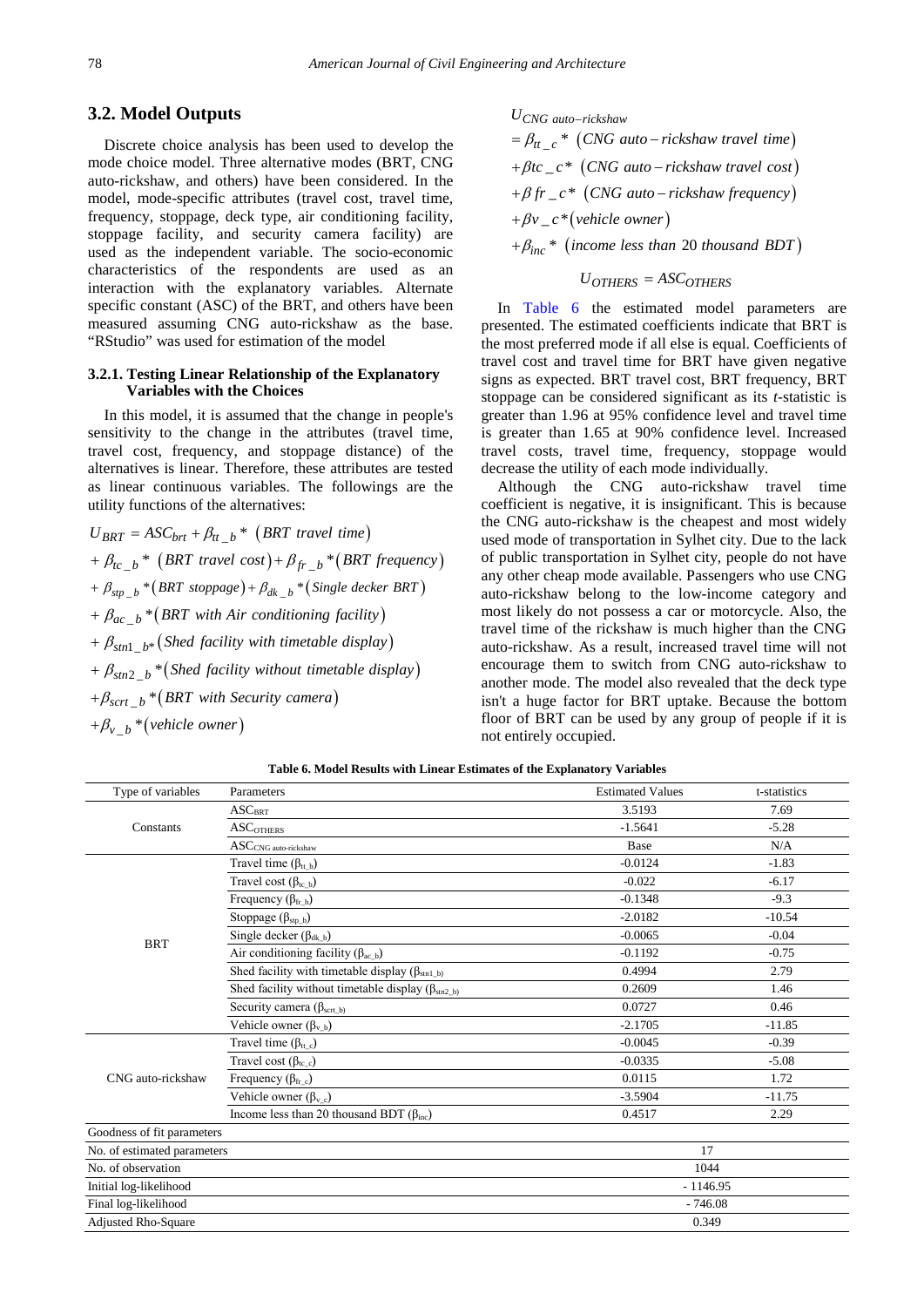## 3.2. Model Outputs

Discrete choice analysis has been used to develop the mode choice model. Three alternative modes (BRT, CNG auto-rickshaw, and others) have been considered. In the model, mode-specific attributes (travel cost, travel time, frequency, stoppage, deck type, air conditioning facility, stoppage facility, and security camera facility) are used as the independent variable. The socio-economic characteristics of the respondents are used as an interaction with the explanatory variables. Alternate specific constant (ASC) of the BRT, and others have been measured assuming CNG auto-rickshaw as the base. "RStudio" was used for estimation of the model

### 3.2.1. Testing Linear Relationship of the Explanatory Variables with the Choices

In this model, it is assumed that the change in people's sensitivity to the change in the attributes (travel time, travel cost, frequency, and stoppage distance) of the alternatives is linear. Therefore, these attributes are tested as linear continuous variables. The followings are the utility functions of the alternatives:

$$
\begin{aligned}
U_{BRT} &= ASC_{brt} + \beta_{tt\_b} * (BRT\ travel\ time) \\
&+ \beta_{tc\_b} * (BRT\ travel\ cost) + \beta_{fr\_b} * (BRT\ frequency) \\
&+ \beta_{stp\_b} * (BRT\ stoppage) + \beta_{dk\_b} * (Single\ decker\ BRT) \\
&+ \beta_{ac\_b} * (BRT\ with\ Air\ conditioning\ facility) \\
&+ \beta_{stn1\_b} * (Shed\ facility\ with\ timetable\ display) \\
&+ \beta_{stn2\_b} * (Shed\ facility\ without\ timetable\ display) \\
&+ \beta_{scrt\_b} * (BRT\ with\ Security\ camera) \\
&+ \beta_{v\_b} * (vehicle\ owner)
\end{aligned}
$$

$$
\begin{aligned}
&U_{CNG\ auto-rickshaw} \\
&= \beta_{tt\_c} * (CNG\ auto-rickshaw\ travel\ time) \\
&+ \beta tc\_c * (CNG\ auto-rickshaw\ travel\ cost) \\
&+ \beta\, fr\_c * (CNG\ auto-rickshaw\ frequency) \\
&+ \beta v\_c * (vehicle\ owner) \\
&+ \beta_{inc} * (income\ less\ than\ 20\ thousand\ BDT)
\end{aligned}
$$

$$U_{OTHERS} = ASC_{OTHERS}$$

In Table 6 the estimated model parameters are presented. The estimated coefficients indicate that BRT is the most preferred mode if all else is equal. Coefficients of travel cost and travel time for BRT have given negative signs as expected. BRT travel cost, BRT frequency, BRT stoppage can be considered significant as its *t*-statistic is greater than 1.96 at 95% confidence level and travel time is greater than 1.65 at 90% confidence level. Increased travel costs, travel time, frequency, stoppage would decrease the utility of each mode individually.

Although the CNG auto-rickshaw travel time coefficient is negative, it is insignificant. This is because the CNG auto-rickshaw is the cheapest and most widely used mode of transportation in Sylhet city. Due to the lack of public transportation in Sylhet city, people do not have any other cheap mode available. Passengers who use CNG auto-rickshaw belong to the low-income category and most likely do not possess a car or motorcycle. Also, the travel time of the rickshaw is much higher than the CNG auto-rickshaw. As a result, increased travel time will not encourage them to switch from CNG auto-rickshaw to another mode. The model also revealed that the deck type isn't a huge factor for BRT uptake. Because the bottom floor of BRT can be used by any group of people if it is not entirely occupied.

**Table 6. Model Results with Linear Estimates of the Explanatory Variables**

| Type of variables | Parameters | Estimated Values | t-statistics |
|---|---|---|---|
| Constants | $ASC_{BRT}$ | 3.5193 | 7.69 |
| | $ASC_{OTHERS}$ | -1.5641 | -5.28 |
| | $ASC_{CNG\ auto-rickshaw}$ | Base | N/A |
| BRT | Travel time ($\beta_{tt\_b}$) | -0.0124 | -1.83 |
| | Travel cost ($\beta_{tc\_b}$) | -0.022 | -6.17 |
| | Frequency ($\beta_{fr\_b}$) | -0.1348 | -9.3 |
| | Stoppage ($\beta_{stp\_b}$) | -2.0182 | -10.54 |
| | Single decker ($\beta_{dk\_b}$) | -0.0065 | -0.04 |
| | Air conditioning facility ($\beta_{ac\_b}$) | -0.1192 | -0.75 |
| | Shed facility with timetable display ($\beta_{stn1\_b}$) | 0.4994 | 2.79 |
| | Shed facility without timetable display ($\beta_{stn2\_b}$) | 0.2609 | 1.46 |
| | Security camera ($\beta_{scrt\_b}$) | 0.0727 | 0.46 |
| | Vehicle owner ($\beta_{v\_b}$) | -2.1705 | -11.85 |
| CNG auto-rickshaw | Travel time ($\beta_{tt\_c}$) | -0.0045 | -0.39 |
| | Travel cost ($\beta_{tc\_c}$) | -0.0335 | -5.08 |
| | Frequency ($\beta_{fr\_c}$) | 0.0115 | 1.72 |
| | Vehicle owner ($\beta_{v\_c}$) | -3.5904 | -11.75 |
| | Income less than 20 thousand BDT ($\beta_{inc}$) | 0.4517 | 2.29 |
| Goodness of fit parameters | | | |
| No. of estimated parameters | | 17 | |
| No. of observation | | 1044 | |
| Initial log-likelihood | | - 1146.95 | |
| Final log-likelihood | | - 746.08 | |
| Adjusted Rho-Square | | 0.349 | |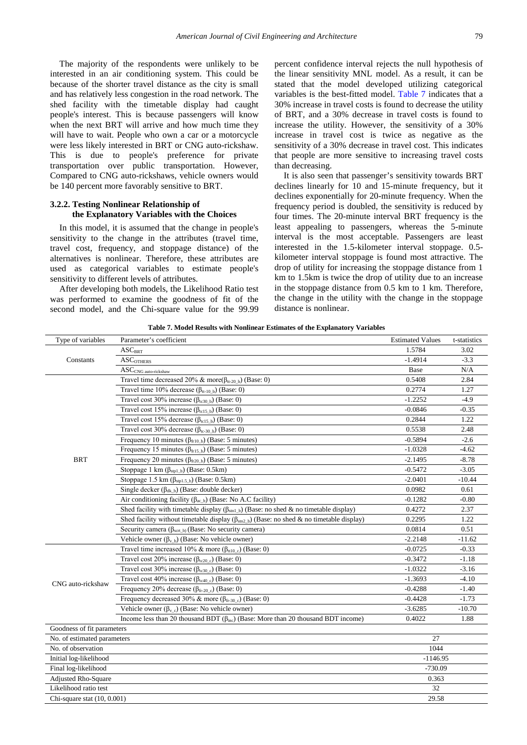The majority of the respondents were unlikely to be interested in an air conditioning system. This could be because of the shorter travel distance as the city is small and has relatively less congestion in the road network. The shed facility with the timetable display had caught people's interest. This is because passengers will know when the next BRT will arrive and how much time they will have to wait. People who own a car or a motorcycle were less likely interested in BRT or CNG auto-rickshaw. This is due to people's preference for private transportation over public transportation. However, Compared to CNG auto-rickshaws, vehicle owners would be 140 percent more favorably sensitive to BRT.

#### 3.2.2. Testing Nonlinear Relationship of the Explanatory Variables with the Choices

In this model, it is assumed that the change in people's sensitivity to the change in the attributes (travel time, travel cost, frequency, and stoppage distance) of the alternatives is nonlinear. Therefore, these attributes are used as categorical variables to estimate people's sensitivity to different levels of attributes.

After developing both models, the Likelihood Ratio test was performed to examine the goodness of fit of the second model, and the Chi-square value for the 99.99 percent confidence interval rejects the null hypothesis of the linear sensitivity MNL model. As a result, it can be stated that the model developed utilizing categorical variables is the best-fitted model. Table 7 indicates that a 30% increase in travel costs is found to decrease the utility of BRT, and a 30% decrease in travel costs is found to increase the utility. However, the sensitivity of a 30% increase in travel cost is twice as negative as the sensitivity of a 30% decrease in travel cost. This indicates that people are more sensitive to increasing travel costs than decreasing.

It is also seen that passenger's sensitivity towards BRT declines linearly for 10 and 15-minute frequency, but it declines exponentially for 20-minute frequency. When the frequency period is doubled, the sensitivity is reduced by four times. The 20-minute interval BRT frequency is the least appealing to passengers, whereas the 5-minute interval is the most acceptable. Passengers are least interested in the 1.5-kilometer interval stoppage. 0.5-kilometer interval stoppage is found most attractive. The drop of utility for increasing the stoppage distance from 1 km to 1.5km is twice the drop of utility due to an increase in the stoppage distance from 0.5 km to 1 km. Therefore, the change in the utility with the change in the stoppage distance is nonlinear.

**Table 7. Model Results with Nonlinear Estimates of the Explanatory Variables**

| Type of variables | Parameter's coefficient | Estimated Values | t-statistics |
|---|---|---|---|
| Constants | $ASC_{BRT}$ | 1.5784 | 3.02 |
| | $ASC_{OTHERS}$ | -1.4914 | -3.3 |
| | $ASC_{CNG\ auto\text{-}rickshaw}$ | Base | N/A |
| BRT | Travel time decreased 20% & more($\beta_{tt\text{-}20\_b}$) (Base: 0) | 0.5408 | 2.84 |
| | Travel time 10% decrease ($\beta_{tt\text{-}10\_b}$) (Base: 0) | 0.2774 | 1.27 |
| | Travel cost 30% increase ($\beta_{tc30\_b}$) (Base: 0) | -1.2252 | -4.9 |
| | Travel cost 15% increase ($\beta_{tc15\_b}$) (Base: 0) | -0.0846 | -0.35 |
| | Travel cost 15% decrease ($\beta_{tc15\_b}$) (Base: 0) | 0.2844 | 1.22 |
| | Travel cost 30% decrease ($\beta_{tc\text{-}30\_b}$) (Base: 0) | 0.5538 | 2.48 |
| | Frequency 10 minutes ($\beta_{fr10\_b}$) (Base: 5 minutes) | -0.5894 | -2.6 |
| | Frequency 15 minutes ($\beta_{fr15\_b}$) (Base: 5 minutes) | -1.0328 | -4.62 |
| | Frequency 20 minutes ($\beta_{fr20\_b}$) (Base: 5 minutes) | -2.1495 | -8.78 |
| | Stoppage 1 km ($\beta_{stp1\_b}$) (Base: 0.5km) | -0.5472 | -3.05 |
| | Stoppage 1.5 km ($\beta_{stp1.5\_b}$) (Base: 0.5km) | -2.0401 | -10.44 |
| | Single decker ($\beta_{dk\_b}$) (Base: double decker) | 0.0982 | 0.61 |
| | Air conditioning facility ($\beta_{ac\_b}$) (Base: No A.C facility) | -0.1282 | -0.80 |
| | Shed facility with timetable display ($\beta_{stn1\_b}$) (Base: no shed & no timetable display) | 0.4272 | 2.37 |
| | Shed facility without timetable display ($\beta_{stn2\_b}$) (Base: no shed & no timetable display) | 0.2295 | 1.22 |
| | Security camera ($\beta_{scrt\_b}$) (Base: No security camera) | 0.0814 | 0.51 |
| | Vehicle owner ($\beta_{v\_b}$) (Base: No vehicle owner) | -2.2148 | -11.62 |
| CNG auto-rickshaw | Travel time increased 10% & more ($\beta_{tt10\_c}$) (Base: 0) | -0.0725 | -0.33 |
| | Travel cost 20% increase ($\beta_{tc20\_c}$) (Base: 0) | -0.3472 | -1.18 |
| | Travel cost 30% increase ($\beta_{tc30\_c}$) (Base: 0) | -1.0322 | -3.16 |
| | Travel cost 40% increase ($\beta_{tc40\_c}$) (Base: 0) | -1.3693 | -4.10 |
| | Frequency 20% decrease ($\beta_{fr\text{-}20\_c}$) (Base: 0) | -0.4288 | -1.40 |
| | Frequency decreased 30% & more ($\beta_{fr\text{-}30\_c}$) (Base: 0) | -0.4428 | -1.73 |
| | Vehicle owner ($\beta_{v\_c}$) (Base: No vehicle owner) | -3.6285 | -10.70 |
| | Income less than 20 thousand BDT ($\beta_{inc}$) (Base: More than 20 thousand BDT income) | 0.4022 | 1.88 |
| Goodness of fit parameters | | | |
| No. of estimated parameters | | 27 | |
| No. of observation | | 1044 | |
| Initial log-likelihood | | -1146.95 | |
| Final log-likelihood | | -730.09 | |
| Adjusted Rho-Square | | 0.363 | |
| Likelihood ratio test | | 32 | |
| Chi-square stat (10, 0.001) | | 29.58 | |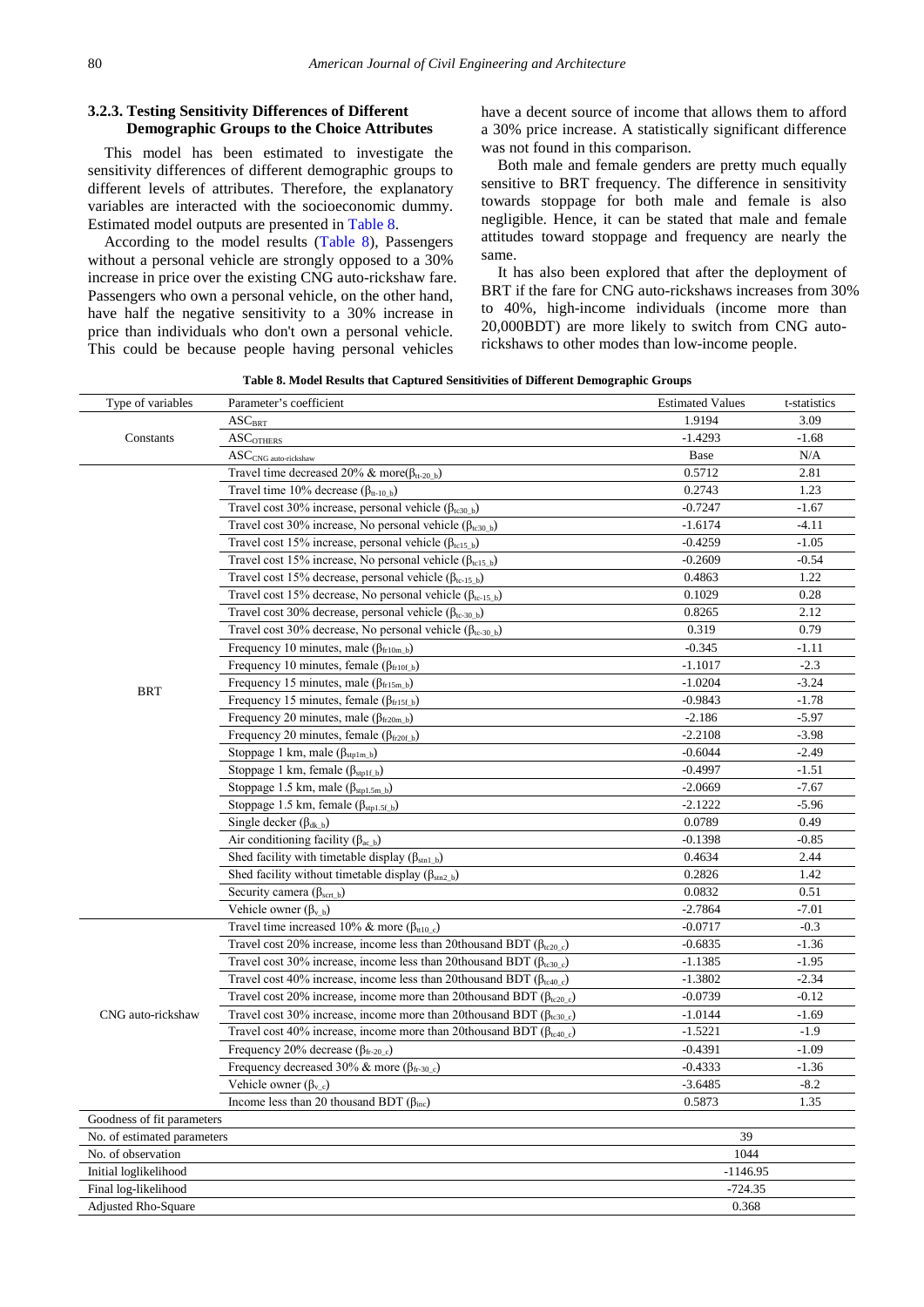### 3.2.3. Testing Sensitivity Differences of Different Demographic Groups to the Choice Attributes

This model has been estimated to investigate the sensitivity differences of different demographic groups to different levels of attributes. Therefore, the explanatory variables are interacted with the socioeconomic dummy. Estimated model outputs are presented in Table 8.

According to the model results (Table 8), Passengers without a personal vehicle are strongly opposed to a 30% increase in price over the existing CNG auto-rickshaw fare. Passengers who own a personal vehicle, on the other hand, have half the negative sensitivity to a 30% increase in price than individuals who don't own a personal vehicle. This could be because people having personal vehicles have a decent source of income that allows them to afford a 30% price increase. A statistically significant difference was not found in this comparison.

Both male and female genders are pretty much equally sensitive to BRT frequency. The difference in sensitivity towards stoppage for both male and female is also negligible. Hence, it can be stated that male and female attitudes toward stoppage and frequency are nearly the same.

It has also been explored that after the deployment of BRT if the fare for CNG auto-rickshaws increases from 30% to 40%, high-income individuals (income more than 20,000BDT) are more likely to switch from CNG auto-rickshaws to other modes than low-income people.

**Table 8. Model Results that Captured Sensitivities of Different Demographic Groups**

| Type of variables | Parameter's coefficient | Estimated Values | t-statistics |
|---|---|---|---|
| Constants | $ASC_{BRT}$ | 1.9194 | 3.09 |
| | $ASC_{OTHERS}$ | -1.4293 | -1.68 |
| | $ASC_{CNG\ auto\text{-}rickshaw}$ | Base | N/A |
| BRT | Travel time decreased 20% & more($\beta_{tt\text{-}20\_b}$) | 0.5712 | 2.81 |
| | Travel time 10% decrease ($\beta_{tt\text{-}10\_b}$) | 0.2743 | 1.23 |
| | Travel cost 30% increase, personal vehicle ($\beta_{tc30\_b}$) | -0.7247 | -1.67 |
| | Travel cost 30% increase, No personal vehicle ($\beta_{tc30\_b}$) | -1.6174 | -4.11 |
| | Travel cost 15% increase, personal vehicle ($\beta_{tc15\_b}$) | -0.4259 | -1.05 |
| | Travel cost 15% increase, No personal vehicle ($\beta_{tc15\_b}$) | -0.2609 | -0.54 |
| | Travel cost 15% decrease, personal vehicle ($\beta_{tc\text{-}15\_b}$) | 0.4863 | 1.22 |
| | Travel cost 15% decrease, No personal vehicle ($\beta_{tc\text{-}15\_b}$) | 0.1029 | 0.28 |
| | Travel cost 30% decrease, personal vehicle ($\beta_{tc\text{-}30\_b}$) | 0.8265 | 2.12 |
| | Travel cost 30% decrease, No personal vehicle ($\beta_{tc\text{-}30\_b}$) | 0.319 | 0.79 |
| | Frequency 10 minutes, male ($\beta_{fr10m\_b}$) | -0.345 | -1.11 |
| | Frequency 10 minutes, female ($\beta_{fr10f\_b}$) | -1.1017 | -2.3 |
| | Frequency 15 minutes, male ($\beta_{fr15m\_b}$) | -1.0204 | -3.24 |
| | Frequency 15 minutes, female ($\beta_{fr15f\_b}$) | -0.9843 | -1.78 |
| | Frequency 20 minutes, male ($\beta_{fr20m\_b}$) | -2.186 | -5.97 |
| | Frequency 20 minutes, female ($\beta_{fr20f\_b}$) | -2.2108 | -3.98 |
| | Stoppage 1 km, male ($\beta_{stp1m\_b}$) | -0.6044 | -2.49 |
| | Stoppage 1 km, female ($\beta_{stp1f\_b}$) | -0.4997 | -1.51 |
| | Stoppage 1.5 km, male ($\beta_{stp1.5m\_b}$) | -2.0669 | -7.67 |
| | Stoppage 1.5 km, female ($\beta_{stp1.5f\_b}$) | -2.1222 | -5.96 |
| | Single decker ($\beta_{dk\_b}$) | 0.0789 | 0.49 |
| | Air conditioning facility ($\beta_{ac\_b}$) | -0.1398 | -0.85 |
| | Shed facility with timetable display ($\beta_{stn1\_b}$) | 0.4634 | 2.44 |
| | Shed facility without timetable display ($\beta_{stn2\_b}$) | 0.2826 | 1.42 |
| | Security camera ($\beta_{scrt\_b}$) | 0.0832 | 0.51 |
| | Vehicle owner ($\beta_{v\_b}$) | -2.7864 | -7.01 |
| CNG auto-rickshaw | Travel time increased 10% & more ($\beta_{tt10\_c}$) | -0.0717 | -0.3 |
| | Travel cost 20% increase, income less than 20thousand BDT ($\beta_{tc20\_c}$) | -0.6835 | -1.36 |
| | Travel cost 30% increase, income less than 20thousand BDT ($\beta_{tc30\_c}$) | -1.1385 | -1.95 |
| | Travel cost 40% increase, income less than 20thousand BDT ($\beta_{tc40\_c}$) | -1.3802 | -2.34 |
| | Travel cost 20% increase, income more than 20thousand BDT ($\beta_{tc20\_c}$) | -0.0739 | -0.12 |
| | Travel cost 30% increase, income more than 20thousand BDT ($\beta_{tc30\_c}$) | -1.0144 | -1.69 |
| | Travel cost 40% increase, income more than 20thousand BDT ($\beta_{tc40\_c}$) | -1.5221 | -1.9 |
| | Frequency 20% decrease ($\beta_{fr\text{-}20\_c}$) | -0.4391 | -1.09 |
| | Frequency decreased 30% & more ($\beta_{fr\text{-}30\_c}$) | -0.4333 | -1.36 |
| | Vehicle owner ($\beta_{v\_c}$) | -3.6485 | -8.2 |
| | Income less than 20 thousand BDT ($\beta_{inc}$) | 0.5873 | 1.35 |
| Goodness of fit parameters | | | |
| No. of estimated parameters | | 39 | |
| No. of observation | | 1044 | |
| Initial loglikelihood | | -1146.95 | |
| Final log-likelihood | | -724.35 | |
| Adjusted Rho-Square | | 0.368 | |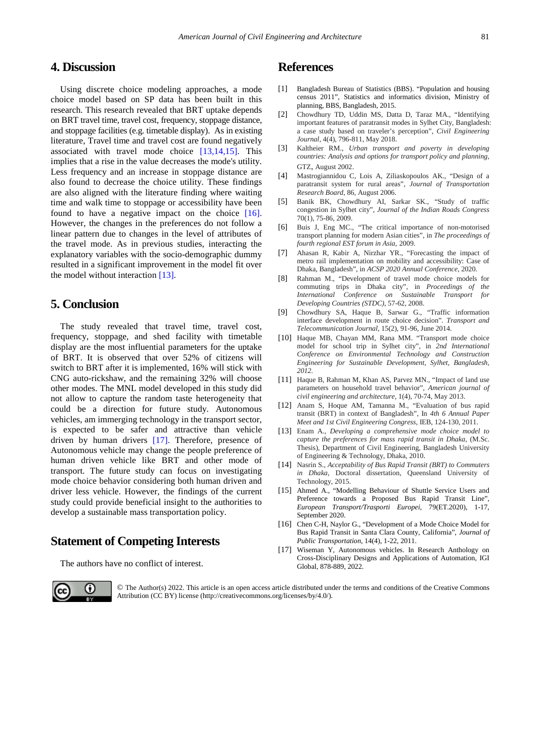## 4. Discussion

Using discrete choice modeling approaches, a mode choice model based on SP data has been built in this research. This research revealed that BRT uptake depends on BRT travel time, travel cost, frequency, stoppage distance, and stoppage facilities (e.g. timetable display). As in existing literature, Travel time and travel cost are found negatively associated with travel mode choice [13,14,15]. This implies that a rise in the value decreases the mode's utility. Less frequency and an increase in stoppage distance are also found to decrease the choice utility. These findings are also aligned with the literature finding where waiting time and walk time to stoppage or accessibility have been found to have a negative impact on the choice [16]. However, the changes in the preferences do not follow a linear pattern due to changes in the level of attributes of the travel mode. As in previous studies, interacting the explanatory variables with the socio-demographic dummy resulted in a significant improvement in the model fit over the model without interaction [13].

## 5. Conclusion

The study revealed that travel time, travel cost, frequency, stoppage, and shed facility with timetable display are the most influential parameters for the uptake of BRT. It is observed that over 52% of citizens will switch to BRT after it is implemented, 16% will stick with CNG auto-rickshaw, and the remaining 32% will choose other modes. The MNL model developed in this study did not allow to capture the random taste heterogeneity that could be a direction for future study. Autonomous vehicles, am immerging technology in the transport sector, is expected to be safer and attractive than vehicle driven by human drivers [17]. Therefore, presence of Autonomous vehicle may change the people preference of human driven vehicle like BRT and other mode of transport. The future study can focus on investigating mode choice behavior considering both human driven and driver less vehicle. However, the findings of the current study could provide beneficial insight to the authorities to develop a sustainable mass transportation policy.

## Statement of Competing Interests

The authors have no conflict of interest.

## References

[1] Bangladesh Bureau of Statistics (BBS). "Population and housing census 2011", Statistics and informatics division, Ministry of planning, BBS, Bangladesh, 2015.

[2] Chowdhury TD, Uddin MS, Datta D, Taraz MA., "Identifying important features of paratransit modes in Sylhet City, Bangladesh: a case study based on traveler's perception", *Civil Engineering Journal*, 4(4), 796-811, May 2018.

[3] Kaltheier RM., *Urban transport and poverty in developing countries: Analysis and options for transport policy and planning*, GTZ, August 2002.

[4] Mastrogiannidou C, Lois A, Ziliaskopoulos AK., "Design of a paratransit system for rural areas", *Journal of Transportation Research Board*, 86, August 2006.

[5] Banik BK, Chowdhury AI, Sarkar SK., "Study of traffic congestion in Sylhet city", *Journal of the Indian Roads Congress* 70(1), 75-86, 2009.

[6] Buis J, Eng MC., "The critical importance of non-motorised transport planning for modern Asian cities", in *The proceedings of fourth regional EST forum in Asia*, 2009.

[7] Ahasan R, Kabir A, Nirzhar YR., "Forecasting the impact of metro rail implementation on mobility and accessibility: Case of Dhaka, Bangladesh", in *ACSP 2020 Annual Conference*, 2020.

[8] Rahman M., "Development of travel mode choice models for commuting trips in Dhaka city", in *Proceedings of the International Conference on Sustainable Transport for Developing Countries (STDC)*, 57-62, 2008.

[9] Chowdhury SA, Haque B, Sarwar G., "Traffic information interface development in route choice decision". *Transport and Telecommunication Journal*, 15(2), 91-96, June 2014.

[10] Haque MB, Chayan MM, Rana MM. "Transport mode choice model for school trip in Sylhet city", in *2nd International Conference on Environmental Technology and Construction Engineering for Sustainable Development, Sylhet, Bangladesh, 2012.*

[11] Haque B, Rahman M, Khan AS, Parvez MN., "Impact of land use parameters on household travel behavior", *American journal of civil engineering and architecture*, 1(4), 70-74, May 2013.

[12] Anam S, Hoque AM, Tamanna M., "Evaluation of bus rapid transit (BRT) in context of Bangladesh", In *4th 6 Annual Paper Meet and 1st Civil Engineering Congress*, IEB, 124-130, 2011.

[13] Enam A., *Developing a comprehensive mode choice model to capture the preferences for mass rapid transit in Dhaka*, (M.Sc. Thesis), Department of Civil Engineering, Bangladesh University of Engineering & Technology, Dhaka, 2010.

[14] Nasrin S., *Acceptability of Bus Rapid Transit (BRT) to Commuters in Dhaka*, Doctoral dissertation, Queensland University of Technology, 2015.

[15] Ahmed A., "Modelling Behaviour of Shuttle Service Users and Preference towards a Proposed Bus Rapid Transit Line", *European Transport/Trasporti Europei*, 79(ET.2020), 1-17, September 2020.

[16] Chen C-H, Naylor G., "Development of a Mode Choice Model for Bus Rapid Transit in Santa Clara County, California", *Journal of Public Transportation*, 14(4), 1-22, 2011.

[17] Wiseman Y, Autonomous vehicles. In Research Anthology on Cross-Disciplinary Designs and Applications of Automation, IGI Global, 878-889, 2022.

© The Author(s) 2022. This article is an open access article distributed under the terms and conditions of the Creative Commons Attribution (CC BY) license (http://creativecommons.org/licenses/by/4.0/).